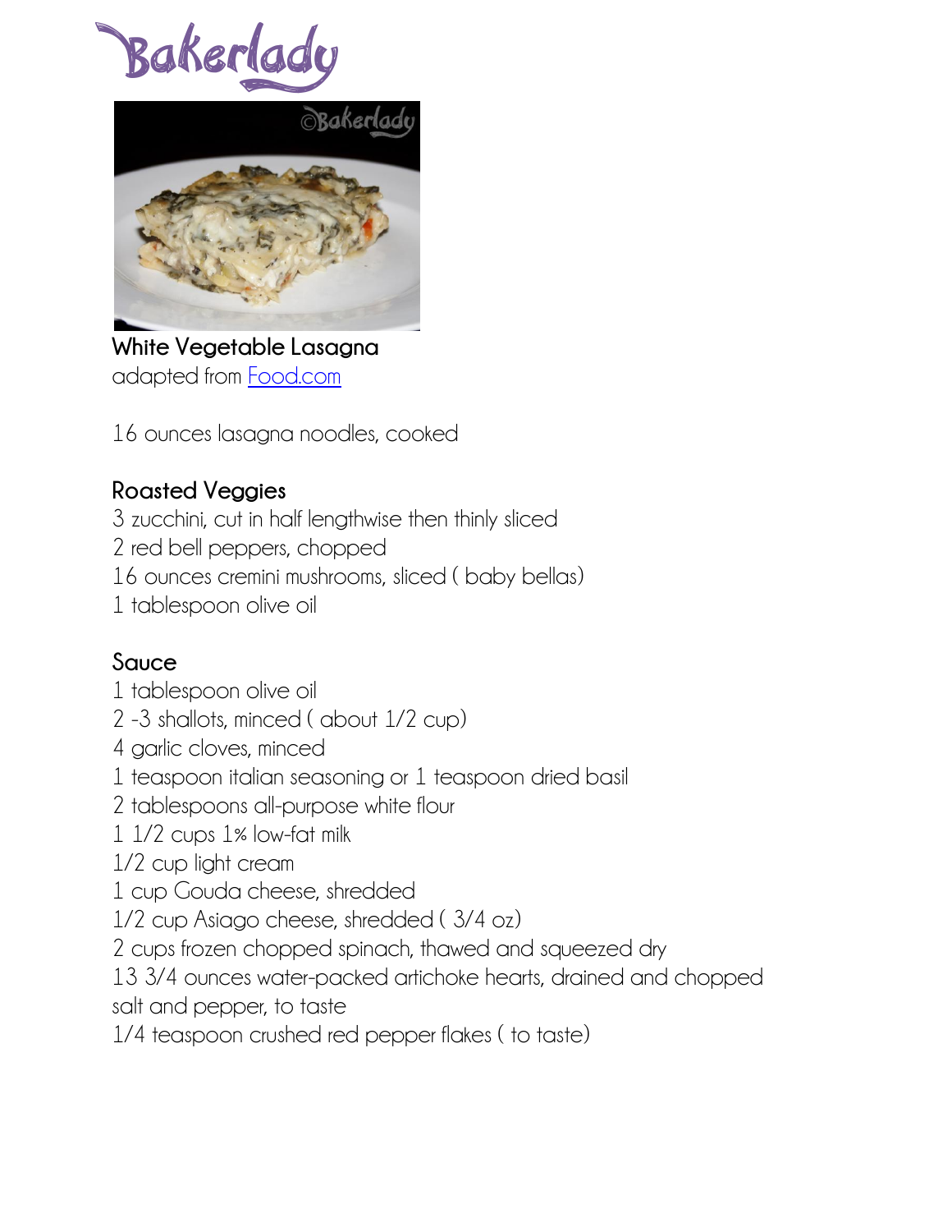Bakerlady

**White Vegetable Lasagna**
adapted from [Food.com]

16 ounces lasagna noodles, cooked

**Roasted Veggies**
3 zucchini, cut in half lengthwise then thinly sliced
2 red bell peppers, chopped
16 ounces cremini mushrooms, sliced ( baby bellas)
1 tablespoon olive oil

**Sauce**
1 tablespoon olive oil
2 -3 shallots, minced ( about 1/2 cup)
4 garlic cloves, minced
1 teaspoon italian seasoning or 1 teaspoon dried basil
2 tablespoons all-purpose white flour
1 1/2 cups 1% low-fat milk
1/2 cup light cream
1 cup Gouda cheese, shredded
1/2 cup Asiago cheese, shredded ( 3/4 oz)
2 cups frozen chopped spinach, thawed and squeezed dry
13 3/4 ounces water-packed artichoke hearts, drained and chopped
salt and pepper, to taste
1/4 teaspoon crushed red pepper flakes ( to taste)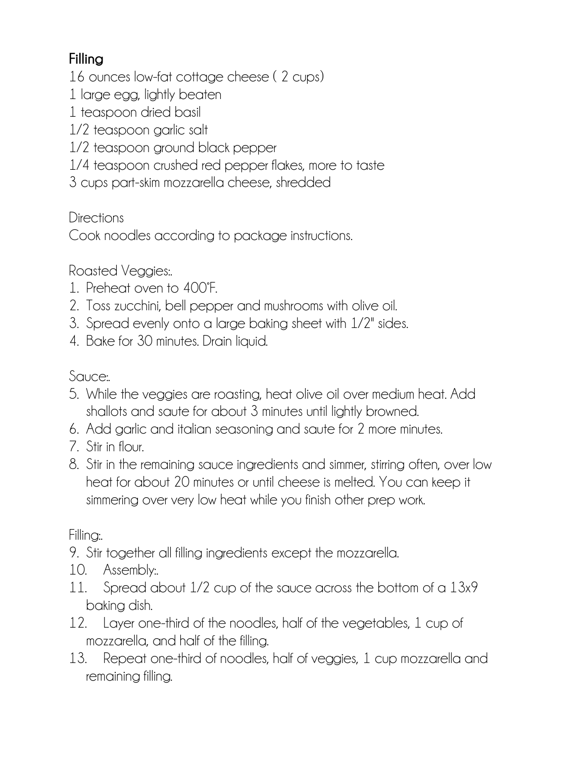**Filling**

16 ounces low-fat cottage cheese ( 2 cups)
1 large egg, lightly beaten
1 teaspoon dried basil
1/2 teaspoon garlic salt
1/2 teaspoon ground black pepper
1/4 teaspoon crushed red pepper flakes, more to taste
3 cups part-skim mozzarella cheese, shredded

Directions

Cook noodles according to package instructions.

Roasted Veggies:.

1. Preheat oven to 400°F.
2. Toss zucchini, bell pepper and mushrooms with olive oil.
3. Spread evenly onto a large baking sheet with 1/2" sides.
4. Bake for 30 minutes. Drain liquid.

Sauce:.

5. While the veggies are roasting, heat olive oil over medium heat. Add shallots and saute for about 3 minutes until lightly browned.
6. Add garlic and italian seasoning and saute for 2 more minutes.
7. Stir in flour.
8. Stir in the remaining sauce ingredients and simmer, stirring often, over low heat for about 20 minutes or until cheese is melted. You can keep it simmering over very low heat while you finish other prep work.

Filling:.

9. Stir together all filling ingredients except the mozzarella.
10. Assembly:.
11. Spread about 1/2 cup of the sauce across the bottom of a 13x9 baking dish.
12. Layer one-third of the noodles, half of the vegetables, 1 cup of mozzarella, and half of the filling.
13. Repeat one-third of noodles, half of veggies, 1 cup mozzarella and remaining filling.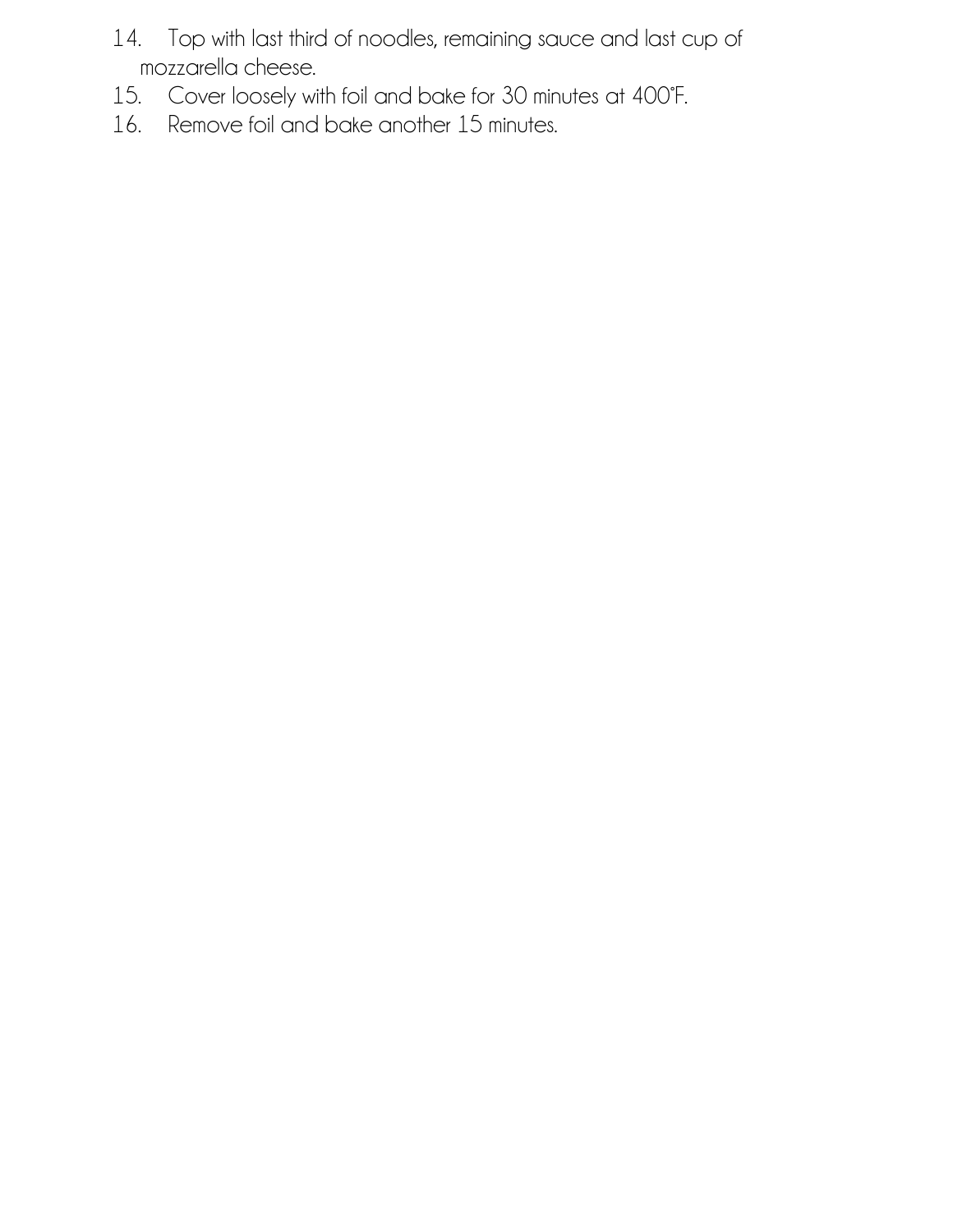14. Top with last third of noodles, remaining sauce and last cup of mozzarella cheese.
15. Cover loosely with foil and bake for 30 minutes at 400°F.
16. Remove foil and bake another 15 minutes.